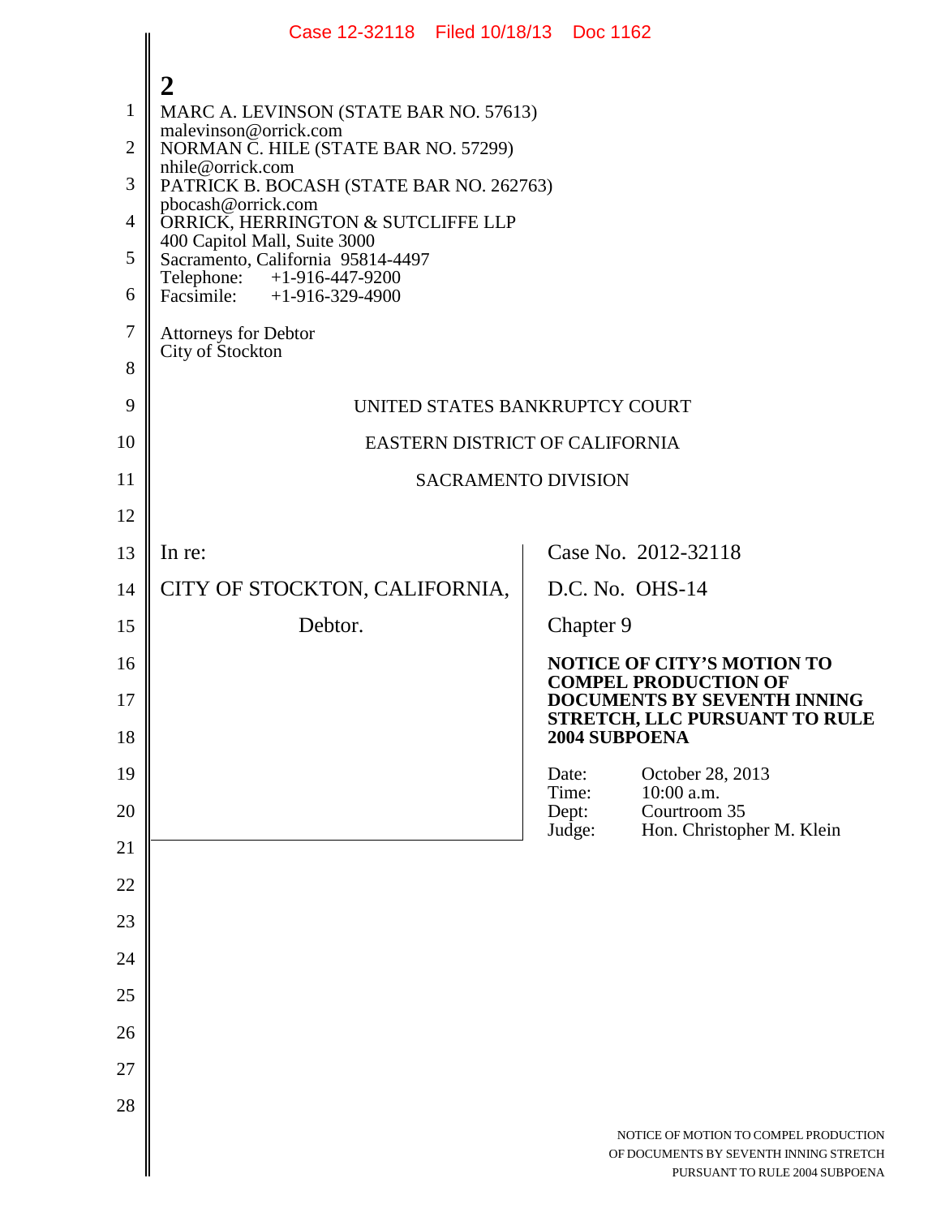**2**

MARC A. LEVINSON (STATE BAR NO. 57613)
malevinson@orrick.com
NORMAN C. HILE (STATE BAR NO. 57299)
nhile@orrick.com
PATRICK B. BOCASH (STATE BAR NO. 262763)
pbocash@orrick.com
ORRICK, HERRINGTON & SUTCLIFFE LLP
400 Capitol Mall, Suite 3000
Sacramento, California 95814-4497
Telephone: +1-916-447-9200
Facsimile: +1-916-329-4900

Attorneys for Debtor
City of Stockton

UNITED STATES BANKRUPTCY COURT

EASTERN DISTRICT OF CALIFORNIA

SACRAMENTO DIVISION

| | |
|---|---|
| In re:<br><br>CITY OF STOCKTON, CALIFORNIA,<br><br>Debtor. | Case No. 2012-32118<br><br>D.C. No. OHS-14<br><br>Chapter 9<br><br>**NOTICE OF CITY'S MOTION TO COMPEL PRODUCTION OF DOCUMENTS BY SEVENTH INNING STRETCH, LLC PURSUANT TO RULE 2004 SUBPOENA**<br><br>Date: October 28, 2013<br>Time: 10:00 a.m.<br>Dept: Courtroom 35<br>Judge: Hon. Christopher M. Klein |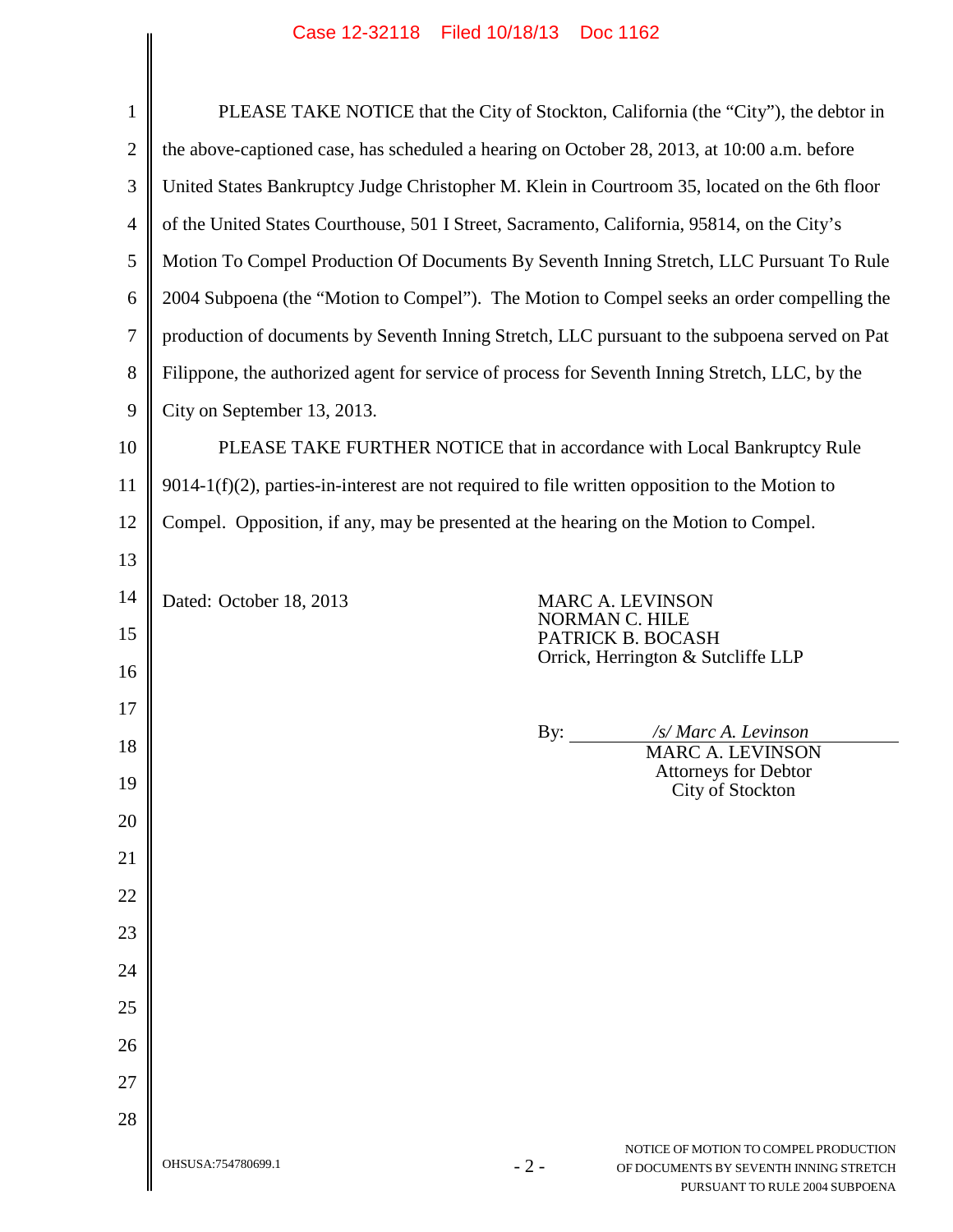PLEASE TAKE NOTICE that the City of Stockton, California (the "City"), the debtor in the above-captioned case, has scheduled a hearing on October 28, 2013, at 10:00 a.m. before United States Bankruptcy Judge Christopher M. Klein in Courtroom 35, located on the 6th floor of the United States Courthouse, 501 I Street, Sacramento, California, 95814, on the City's Motion To Compel Production Of Documents By Seventh Inning Stretch, LLC Pursuant To Rule 2004 Subpoena (the "Motion to Compel"). The Motion to Compel seeks an order compelling the production of documents by Seventh Inning Stretch, LLC pursuant to the subpoena served on Pat Filippone, the authorized agent for service of process for Seventh Inning Stretch, LLC, by the City on September 13, 2013.

PLEASE TAKE FURTHER NOTICE that in accordance with Local Bankruptcy Rule 9014-1(f)(2), parties-in-interest are not required to file written opposition to the Motion to Compel. Opposition, if any, may be presented at the hearing on the Motion to Compel.

Dated: October 18, 2013

MARC A. LEVINSON
NORMAN C. HILE
PATRICK B. BOCASH
Orrick, Herrington & Sutcliffe LLP

By: */s/ Marc A. Levinson*
MARC A. LEVINSON
Attorneys for Debtor
City of Stockton

OHSUSA:754780699.1

NOTICE OF MOTION TO COMPEL PRODUCTION OF DOCUMENTS BY SEVENTH INNING STRETCH PURSUANT TO RULE 2004 SUBPOENA